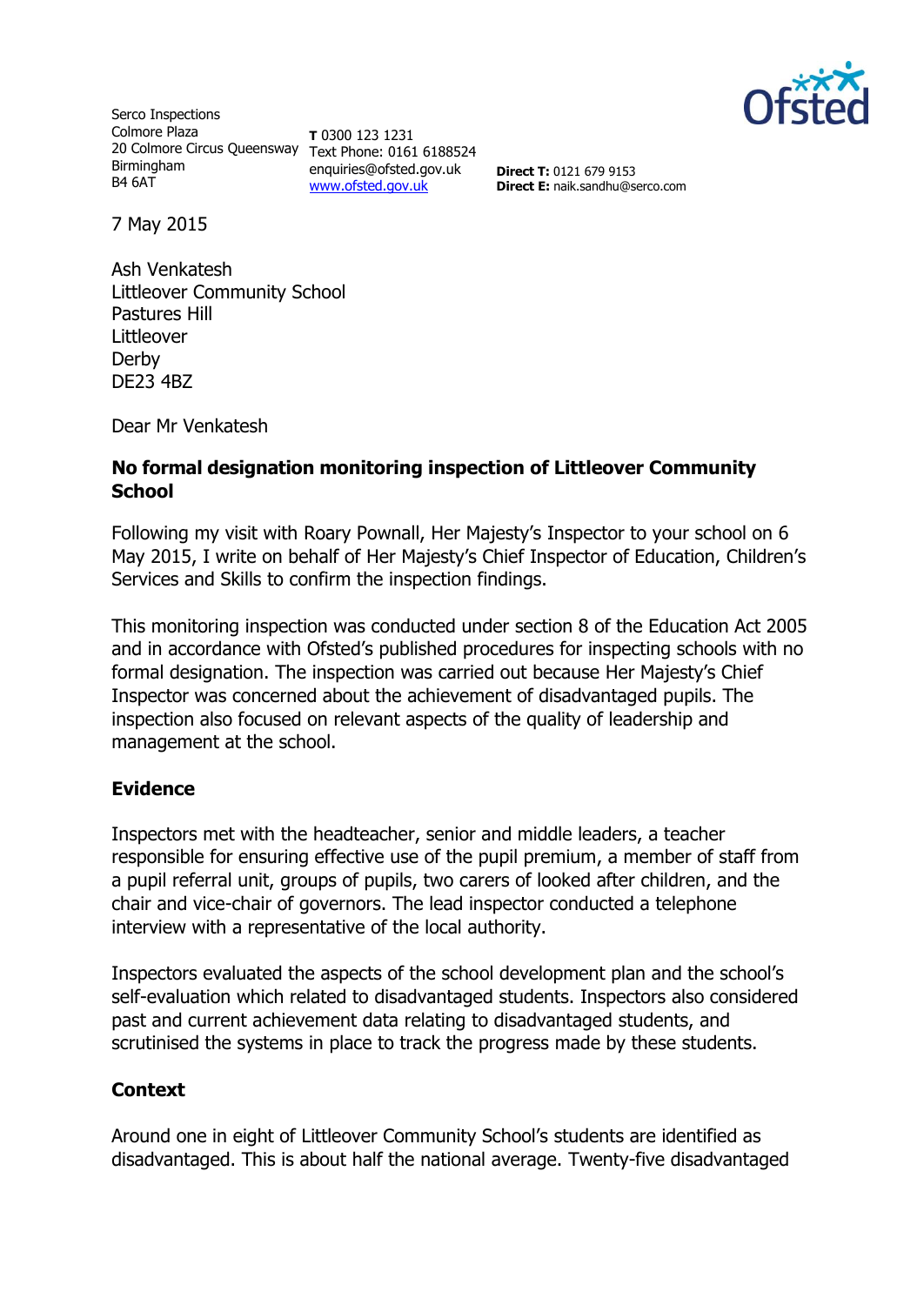Serco Inspections
Colmore Plaza
20 Colmore Circus Queensway
Birmingham
B4 6AT

**T** 0300 123 1231
Text Phone: 0161 6188524
enquiries@ofsted.gov.uk
www.ofsted.gov.uk

**Direct T:** 0121 679 9153
**Direct E:** naik.sandhu@serco.com

7 May 2015

Ash Venkatesh
Littleover Community School
Pastures Hill
Littleover
Derby
DE23 4BZ

Dear Mr Venkatesh

**No formal designation monitoring inspection of Littleover Community School**

Following my visit with Roary Pownall, Her Majesty's Inspector to your school on 6 May 2015, I write on behalf of Her Majesty's Chief Inspector of Education, Children's Services and Skills to confirm the inspection findings.

This monitoring inspection was conducted under section 8 of the Education Act 2005 and in accordance with Ofsted's published procedures for inspecting schools with no formal designation. The inspection was carried out because Her Majesty's Chief Inspector was concerned about the achievement of disadvantaged pupils. The inspection also focused on relevant aspects of the quality of leadership and management at the school.

## Evidence

Inspectors met with the headteacher, senior and middle leaders, a teacher responsible for ensuring effective use of the pupil premium, a member of staff from a pupil referral unit, groups of pupils, two carers of looked after children, and the chair and vice-chair of governors. The lead inspector conducted a telephone interview with a representative of the local authority.

Inspectors evaluated the aspects of the school development plan and the school's self-evaluation which related to disadvantaged students. Inspectors also considered past and current achievement data relating to disadvantaged students, and scrutinised the systems in place to track the progress made by these students.

## Context

Around one in eight of Littleover Community School's students are identified as disadvantaged. This is about half the national average. Twenty-five disadvantaged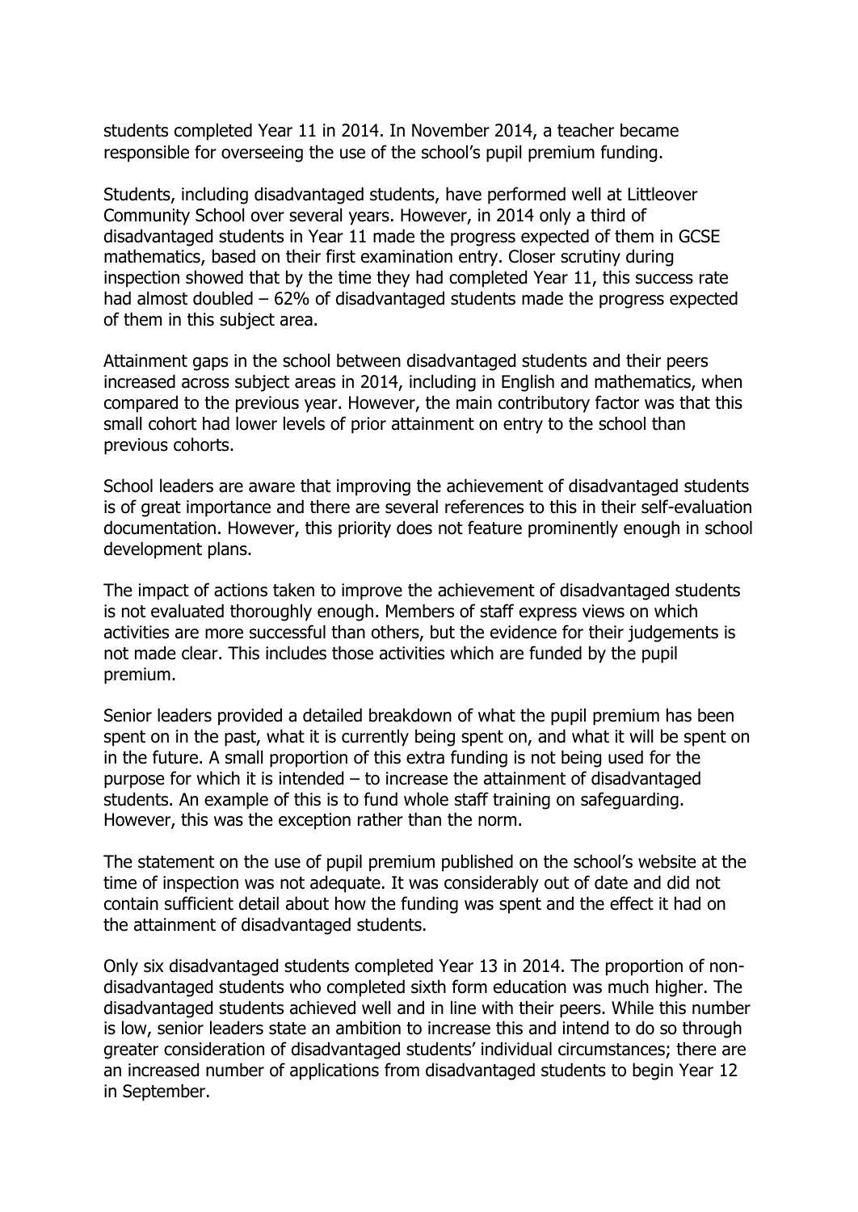students completed Year 11 in 2014. In November 2014, a teacher became responsible for overseeing the use of the school's pupil premium funding.

Students, including disadvantaged students, have performed well at Littleover Community School over several years. However, in 2014 only a third of disadvantaged students in Year 11 made the progress expected of them in GCSE mathematics, based on their first examination entry. Closer scrutiny during inspection showed that by the time they had completed Year 11, this success rate had almost doubled – 62% of disadvantaged students made the progress expected of them in this subject area.

Attainment gaps in the school between disadvantaged students and their peers increased across subject areas in 2014, including in English and mathematics, when compared to the previous year. However, the main contributory factor was that this small cohort had lower levels of prior attainment on entry to the school than previous cohorts.

School leaders are aware that improving the achievement of disadvantaged students is of great importance and there are several references to this in their self-evaluation documentation. However, this priority does not feature prominently enough in school development plans.

The impact of actions taken to improve the achievement of disadvantaged students is not evaluated thoroughly enough. Members of staff express views on which activities are more successful than others, but the evidence for their judgements is not made clear. This includes those activities which are funded by the pupil premium.

Senior leaders provided a detailed breakdown of what the pupil premium has been spent on in the past, what it is currently being spent on, and what it will be spent on in the future. A small proportion of this extra funding is not being used for the purpose for which it is intended – to increase the attainment of disadvantaged students. An example of this is to fund whole staff training on safeguarding. However, this was the exception rather than the norm.

The statement on the use of pupil premium published on the school's website at the time of inspection was not adequate. It was considerably out of date and did not contain sufficient detail about how the funding was spent and the effect it had on the attainment of disadvantaged students.

Only six disadvantaged students completed Year 13 in 2014. The proportion of non-disadvantaged students who completed sixth form education was much higher. The disadvantaged students achieved well and in line with their peers. While this number is low, senior leaders state an ambition to increase this and intend to do so through greater consideration of disadvantaged students' individual circumstances; there are an increased number of applications from disadvantaged students to begin Year 12 in September.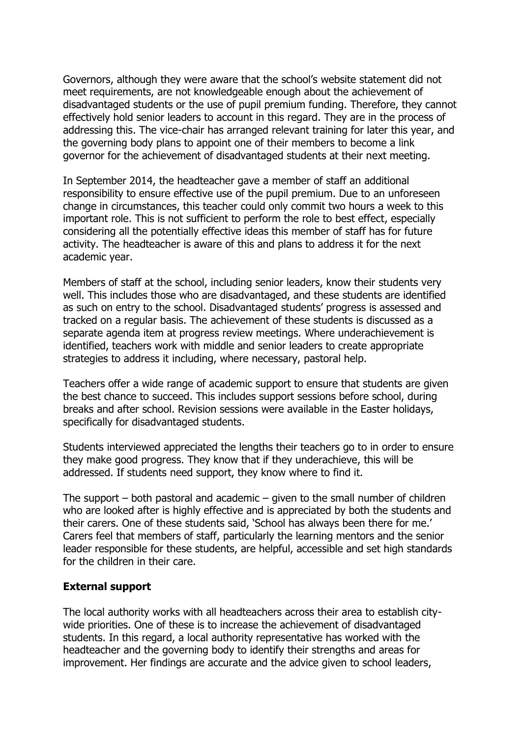Governors, although they were aware that the school's website statement did not meet requirements, are not knowledgeable enough about the achievement of disadvantaged students or the use of pupil premium funding. Therefore, they cannot effectively hold senior leaders to account in this regard. They are in the process of addressing this. The vice-chair has arranged relevant training for later this year, and the governing body plans to appoint one of their members to become a link governor for the achievement of disadvantaged students at their next meeting.

In September 2014, the headteacher gave a member of staff an additional responsibility to ensure effective use of the pupil premium. Due to an unforeseen change in circumstances, this teacher could only commit two hours a week to this important role. This is not sufficient to perform the role to best effect, especially considering all the potentially effective ideas this member of staff has for future activity. The headteacher is aware of this and plans to address it for the next academic year.

Members of staff at the school, including senior leaders, know their students very well. This includes those who are disadvantaged, and these students are identified as such on entry to the school. Disadvantaged students' progress is assessed and tracked on a regular basis. The achievement of these students is discussed as a separate agenda item at progress review meetings. Where underachievement is identified, teachers work with middle and senior leaders to create appropriate strategies to address it including, where necessary, pastoral help.

Teachers offer a wide range of academic support to ensure that students are given the best chance to succeed. This includes support sessions before school, during breaks and after school. Revision sessions were available in the Easter holidays, specifically for disadvantaged students.

Students interviewed appreciated the lengths their teachers go to in order to ensure they make good progress. They know that if they underachieve, this will be addressed. If students need support, they know where to find it.

The support – both pastoral and academic – given to the small number of children who are looked after is highly effective and is appreciated by both the students and their carers. One of these students said, 'School has always been there for me.' Carers feel that members of staff, particularly the learning mentors and the senior leader responsible for these students, are helpful, accessible and set high standards for the children in their care.

### External support

The local authority works with all headteachers across their area to establish city-wide priorities. One of these is to increase the achievement of disadvantaged students. In this regard, a local authority representative has worked with the headteacher and the governing body to identify their strengths and areas for improvement. Her findings are accurate and the advice given to school leaders,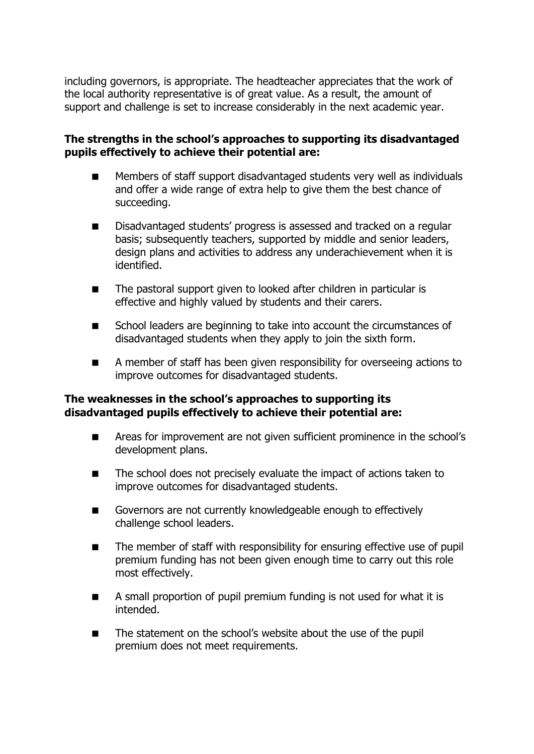including governors, is appropriate. The headteacher appreciates that the work of the local authority representative is of great value. As a result, the amount of support and challenge is set to increase considerably in the next academic year.

**The strengths in the school's approaches to supporting its disadvantaged pupils effectively to achieve their potential are:**

- Members of staff support disadvantaged students very well as individuals and offer a wide range of extra help to give them the best chance of succeeding.
- Disadvantaged students' progress is assessed and tracked on a regular basis; subsequently teachers, supported by middle and senior leaders, design plans and activities to address any underachievement when it is identified.
- The pastoral support given to looked after children in particular is effective and highly valued by students and their carers.
- School leaders are beginning to take into account the circumstances of disadvantaged students when they apply to join the sixth form.
- A member of staff has been given responsibility for overseeing actions to improve outcomes for disadvantaged students.

**The weaknesses in the school's approaches to supporting its disadvantaged pupils effectively to achieve their potential are:**

- Areas for improvement are not given sufficient prominence in the school's development plans.
- The school does not precisely evaluate the impact of actions taken to improve outcomes for disadvantaged students.
- Governors are not currently knowledgeable enough to effectively challenge school leaders.
- The member of staff with responsibility for ensuring effective use of pupil premium funding has not been given enough time to carry out this role most effectively.
- A small proportion of pupil premium funding is not used for what it is intended.
- The statement on the school's website about the use of the pupil premium does not meet requirements.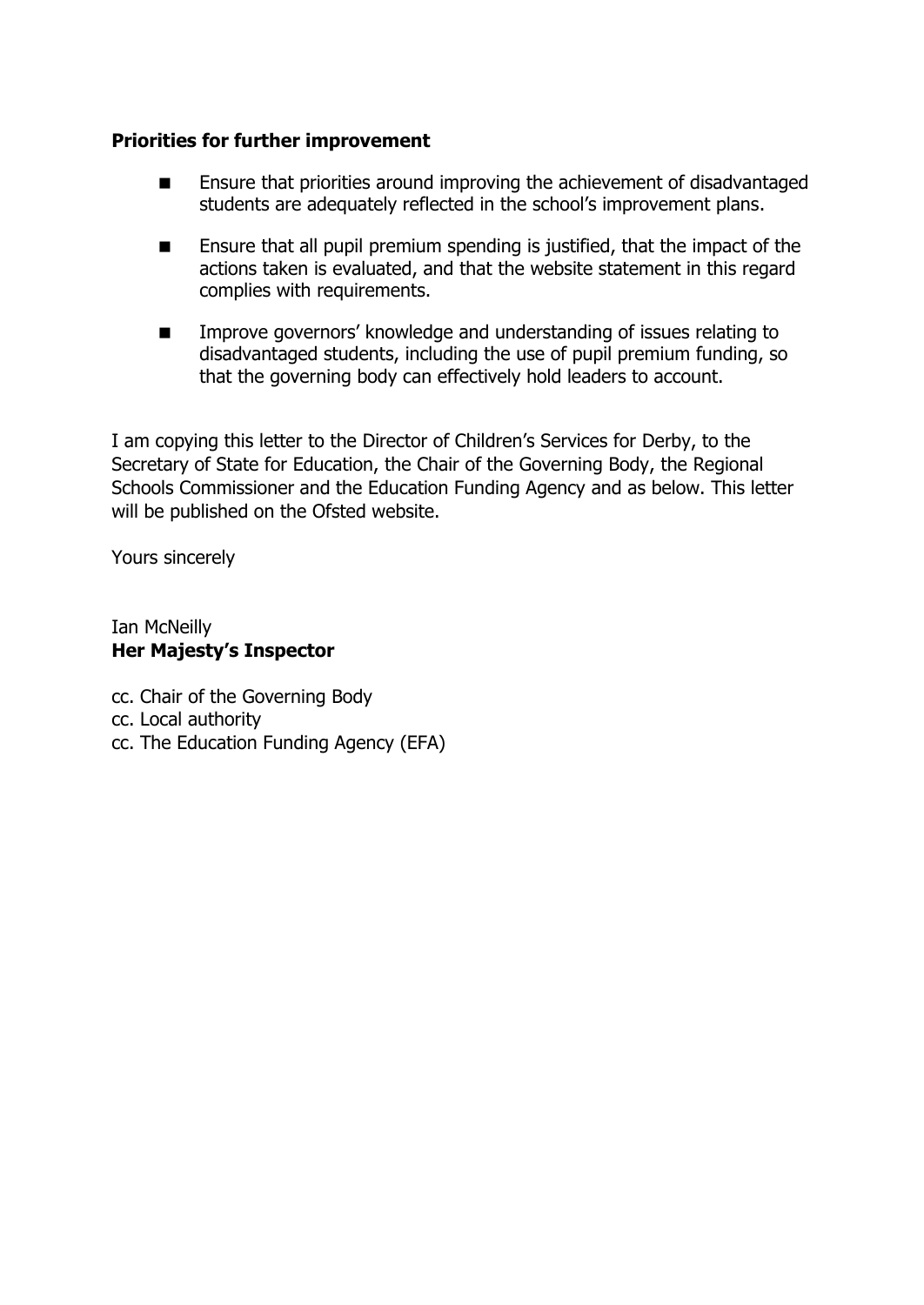**Priorities for further improvement**

- Ensure that priorities around improving the achievement of disadvantaged students are adequately reflected in the school's improvement plans.
- Ensure that all pupil premium spending is justified, that the impact of the actions taken is evaluated, and that the website statement in this regard complies with requirements.
- Improve governors' knowledge and understanding of issues relating to disadvantaged students, including the use of pupil premium funding, so that the governing body can effectively hold leaders to account.

I am copying this letter to the Director of Children's Services for Derby, to the Secretary of State for Education, the Chair of the Governing Body, the Regional Schools Commissioner and the Education Funding Agency and as below. This letter will be published on the Ofsted website.

Yours sincerely

Ian McNeilly
**Her Majesty's Inspector**

cc. Chair of the Governing Body
cc. Local authority
cc. The Education Funding Agency (EFA)